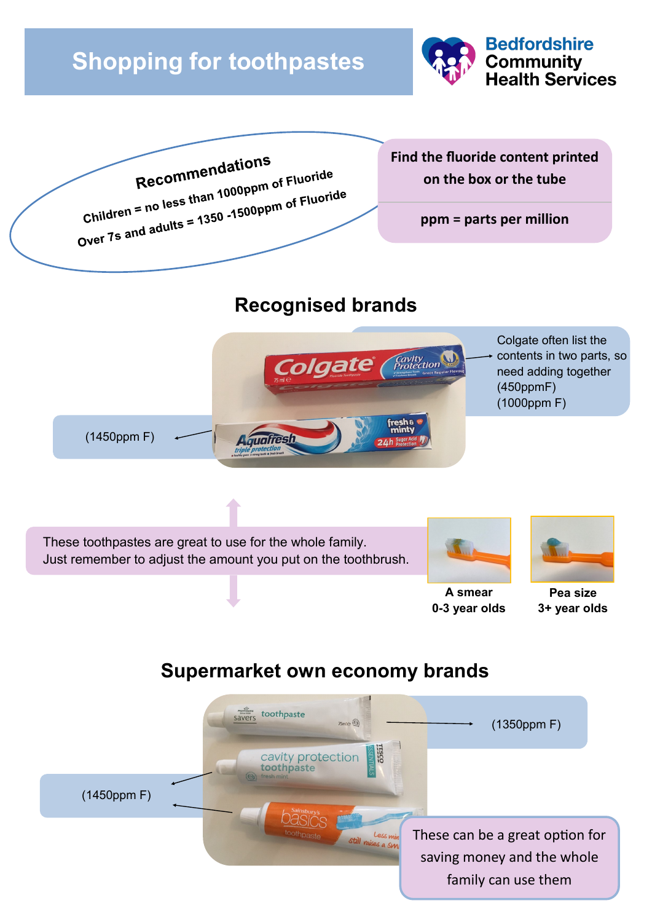# Shopping for toothpastes

Bedfordshire Community Health Services

**Recommendations**

**Children = no less than 1000ppm of Fluoride**

**Over 7s and adults = 1350 -1500ppm of Fluoride**

**Find the fluoride content printed on the box or the tube**

**ppm = parts per million**

## Recognised brands

Colgate often list the contents in two parts, so need adding together (450ppmF) (1000ppm F)

(1450ppm F)

These toothpastes are great to use for the whole family.
Just remember to adjust the amount you put on the toothbrush.

**A smear**
**0-3 year olds**

**Pea size**
**3+ year olds**

## Supermarket own economy brands

(1350ppm F)

(1450ppm F)

These can be a great option for saving money and the whole family can use them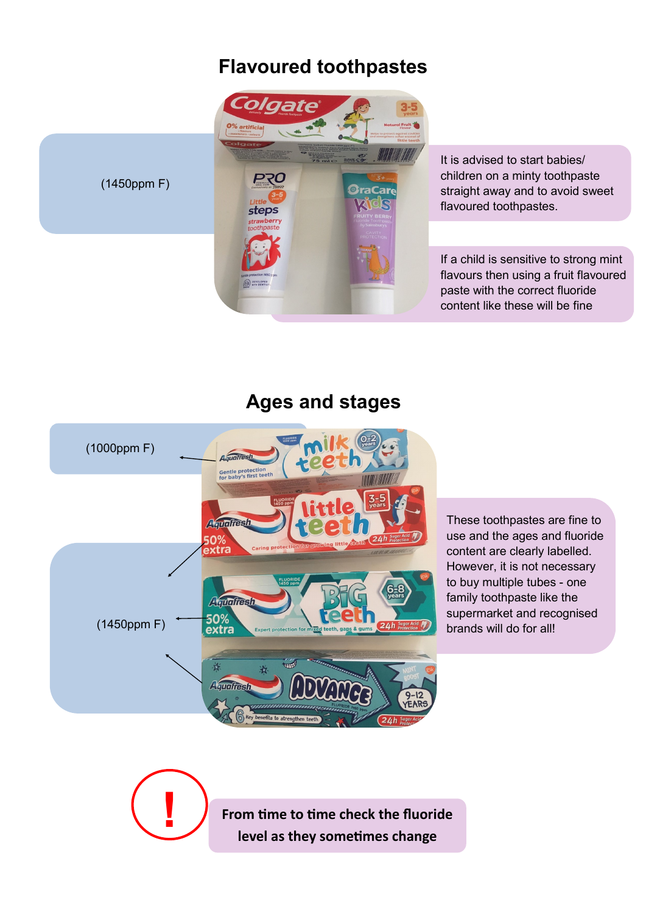# Flavoured toothpastes

(1450ppm F)

It is advised to start babies/ children on a minty toothpaste straight away and to avoid sweet flavoured toothpastes.

If a child is sensitive to strong mint flavours then using a fruit flavoured paste with the correct fluoride content like these will be fine

# Ages and stages

(1000ppm F)

(1450ppm F)

These toothpastes are fine to use and the ages and fluoride content are clearly labelled. However, it is not necessary to buy multiple tubes - one family toothpaste like the supermarket and recognised brands will do for all!

**From time to time check the fluoride level as they sometimes change**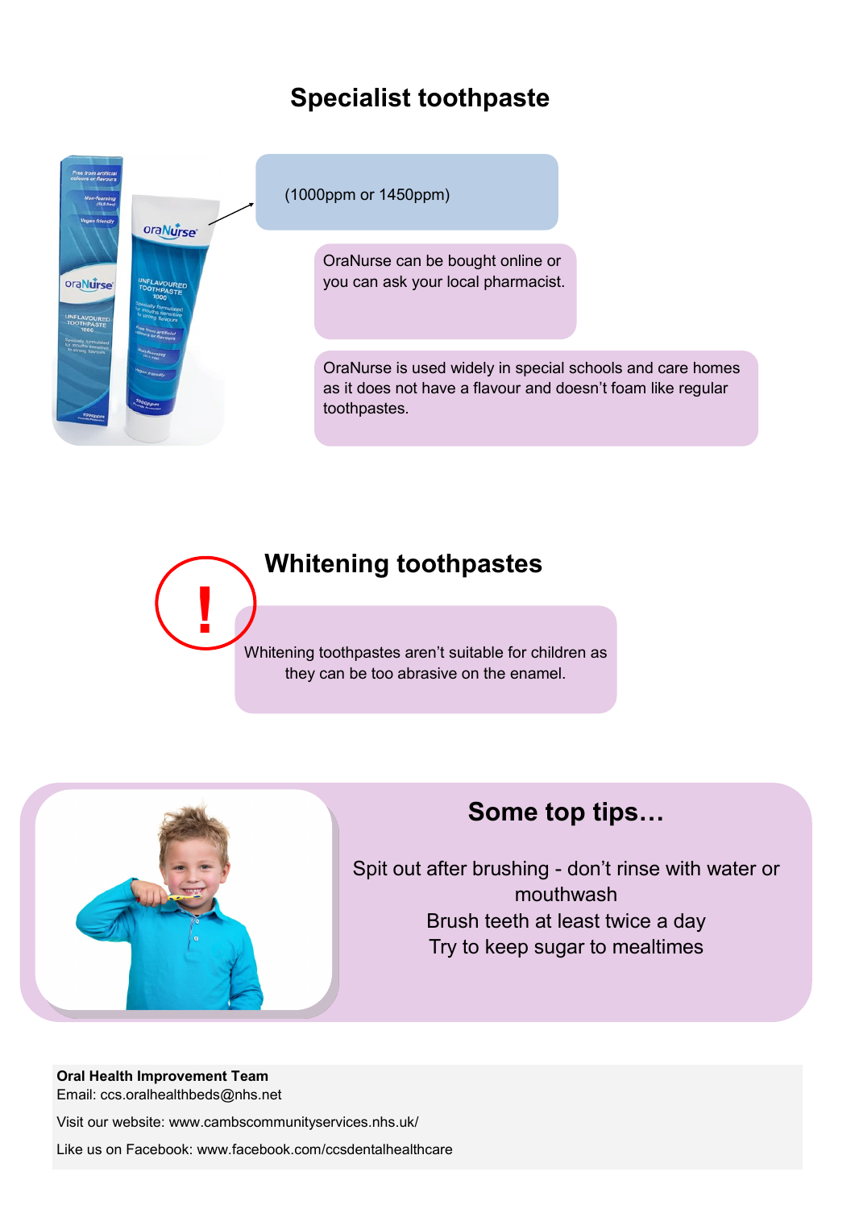## Specialist toothpaste

(1000ppm or 1450ppm)

OraNurse can be bought online or you can ask your local pharmacist.

OraNurse is used widely in special schools and care homes as it does not have a flavour and doesn't foam like regular toothpastes.

## Whitening toothpastes

!

Whitening toothpastes aren't suitable for children as they can be too abrasive on the enamel.

## Some top tips…

Spit out after brushing - don't rinse with water or mouthwash

Brush teeth at least twice a day

Try to keep sugar to mealtimes

**Oral Health Improvement Team**
Email: ccs.oralhealthbeds@nhs.net

Visit our website: www.cambscommunityservices.nhs.uk/

Like us on Facebook: www.facebook.com/ccsdentalhealthcare